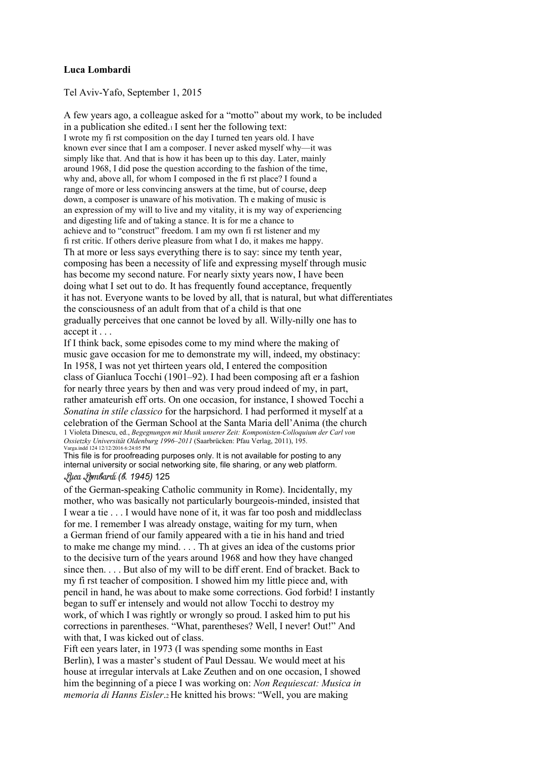**Luca Lombardi**

Tel Aviv-Yafo, September 1, 2015

A few years ago, a colleague asked for a "motto" about my work, to be included in a publication she edited.[1] I sent her the following text:

> I wrote my first composition on the day I turned ten years old. I have known ever since that I am a composer. I never asked myself why—it was simply like that. And that is how it has been up to this day. Later, mainly around 1968, I did pose the question according to the fashion of the time, why and, above all, for whom I composed in the first place? I found a range of more or less convincing answers at the time, but of course, deep down, a composer is unaware of his motivation. The making of music is an expression of my will to live and my vitality, it is my way of experiencing and digesting life and of taking a stance. It is for me a chance to achieve and to "construct" freedom. I am my own first listener and my first critic. If others derive pleasure from what I do, it makes me happy.

That more or less says everything there is to say: since my tenth year, composing has been a necessity of life and expressing myself through music has become my second nature. For nearly sixty years now, I have been doing what I set out to do. It has frequently found acceptance, frequently it has not. Everyone wants to be loved by all, that is natural, but what differentiates the consciousness of an adult from that of a child is that one gradually perceives that one cannot be loved by all. Willy-nilly one has to accept it . . .

If I think back, some episodes come to my mind where the making of music gave occasion for me to demonstrate my will, indeed, my obstinacy: In 1958, I was not yet thirteen years old, I entered the composition class of Gianluca Tocchi (1901–92). I had been composing after a fashion for nearly three years by then and was very proud indeed of my, in part, rather amateurish efforts. On one occasion, for instance, I showed Tocchi a *Sonatina in stile classico* for the harpsichord. I had performed it myself at a celebration of the German School at the Santa Maria dell'Anima (the church of the German-speaking Catholic community in Rome). Incidentally, my mother, who was basically not particularly bourgeois-minded, insisted that I wear a tie . . . I would have none of it, it was far too posh and middleclass for me. I remember I was already onstage, waiting for my turn, when a German friend of our family appeared with a tie in his hand and tried to make me change my mind. . . . That gives an idea of the customs prior to the decisive turn of the years around 1968 and how they have changed since then. . . . But also of my will to be different. End of bracket. Back to my first teacher of composition. I showed him my little piece and, with pencil in hand, he was about to make some corrections. God forbid! I instantly began to suffer intensely and would not allow Tocchi to destroy my work, of which I was rightly or wrongly so proud. I asked him to put his corrections in parentheses. "What, parentheses? Well, I never! Out!" And with that, I was kicked out of class.

Fifteen years later, in 1973 (I was spending some months in East Berlin), I was a master's student of Paul Dessau. We would meet at his house at irregular intervals at Lake Zeuthen and on one occasion, I showed him the beginning of a piece I was working on: *Non Requiescat: Musica in memoria di Hanns Eisler*.[2] He knitted his brows: "Well, you are making

1 Violeta Dinescu, ed., *Begegnungen mit Musik unserer Zeit: Komponisten-Colloquium der Carl von Ossietzky Universität Oldenburg 1996–2011* (Saarbrücken: Pfau Verlag, 2011), 195.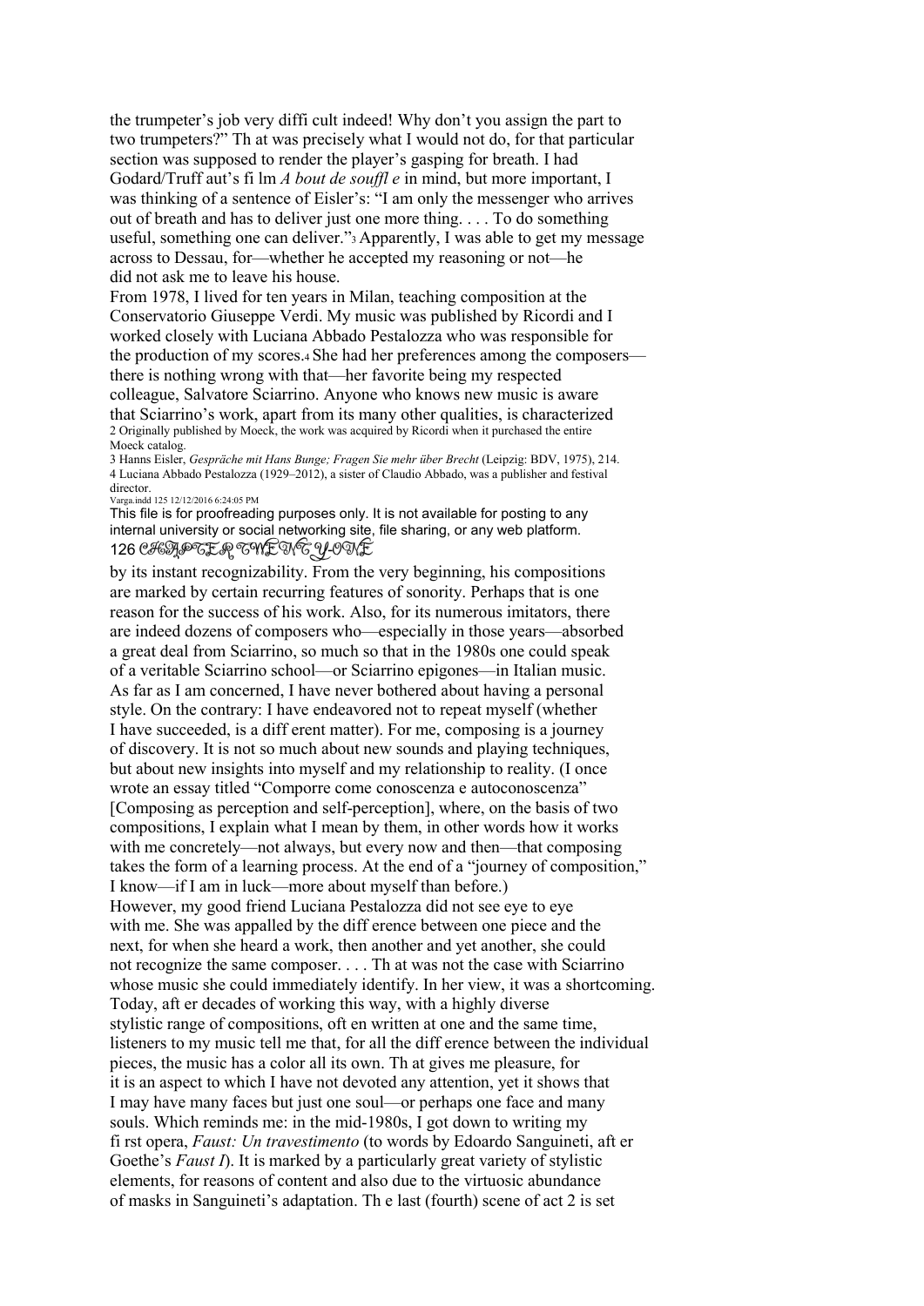the trumpeter's job very difficult indeed! Why don't you assign the part to two trumpeters?" That was precisely what I would not do, for that particular section was supposed to render the player's gasping for breath. I had Godard/Truffaut's film *A bout de souffle* in mind, but more important, I was thinking of a sentence of Eisler's: "I am only the messenger who arrives out of breath and has to deliver just one more thing. . . . To do something useful, something one can deliver."[3] Apparently, I was able to get my message across to Dessau, for—whether he accepted my reasoning or not—he did not ask me to leave his house.

From 1978, I lived for ten years in Milan, teaching composition at the Conservatorio Giuseppe Verdi. My music was published by Ricordi and I worked closely with Luciana Abbado Pestalozza who was responsible for the production of my scores.[4] She had her preferences among the composers—there is nothing wrong with that—her favorite being my respected colleague, Salvatore Sciarrino. Anyone who knows new music is aware that Sciarrino's work, apart from its many other qualities, is characterized by its instant recognizability. From the very beginning, his compositions are marked by certain recurring features of sonority. Perhaps that is one reason for the success of his work. Also, for its numerous imitators, there are indeed dozens of composers who—especially in those years—absorbed a great deal from Sciarrino, so much so that in the 1980s one could speak of a veritable Sciarrino school—or Sciarrino epigones—in Italian music.

As far as I am concerned, I have never bothered about having a personal style. On the contrary: I have endeavored not to repeat myself (whether I have succeeded, is a different matter). For me, composing is a journey of discovery. It is not so much about new sounds and playing techniques, but about new insights into myself and my relationship to reality. (I once wrote an essay titled "Comporre come conoscenza e autoconoscenza" [Composing as perception and self-perception], where, on the basis of two compositions, I explain what I mean by them, in other words how it works with me concretely—not always, but every now and then—that composing takes the form of a learning process. At the end of a "journey of composition," I know—if I am in luck—more about myself than before.)

However, my good friend Luciana Pestalozza did not see eye to eye with me. She was appalled by the difference between one piece and the next, for when she heard a work, then another and yet another, she could not recognize the same composer. . . . That was not the case with Sciarrino whose music she could immediately identify. In her view, it was a shortcoming. Today, after decades of working this way, with a highly diverse stylistic range of compositions, often written at one and the same time, listeners to my music tell me that, for all the difference between the individual pieces, the music has a color all its own. That gives me pleasure, for it is an aspect to which I have not devoted any attention, yet it shows that I may have many faces but just one soul—or perhaps one face and many souls. Which reminds me: in the mid-1980s, I got down to writing my first opera, *Faust: Un travestimento* (to words by Edoardo Sanguineti, after Goethe's *Faust I*). It is marked by a particularly great variety of stylistic elements, for reasons of content and also due to the virtuosic abundance of masks in Sanguineti's adaptation. The last (fourth) scene of act 2 is set

2 Originally published by Moeck, the work was acquired by Ricordi when it purchased the entire Moeck catalog.

3 Hanns Eisler, *Gespräche mit Hans Bunge; Fragen Sie mehr über Brecht* (Leipzig: BDV, 1975), 214.

4 Luciana Abbado Pestalozza (1929–2012), a sister of Claudio Abbado, was a publisher and festival director.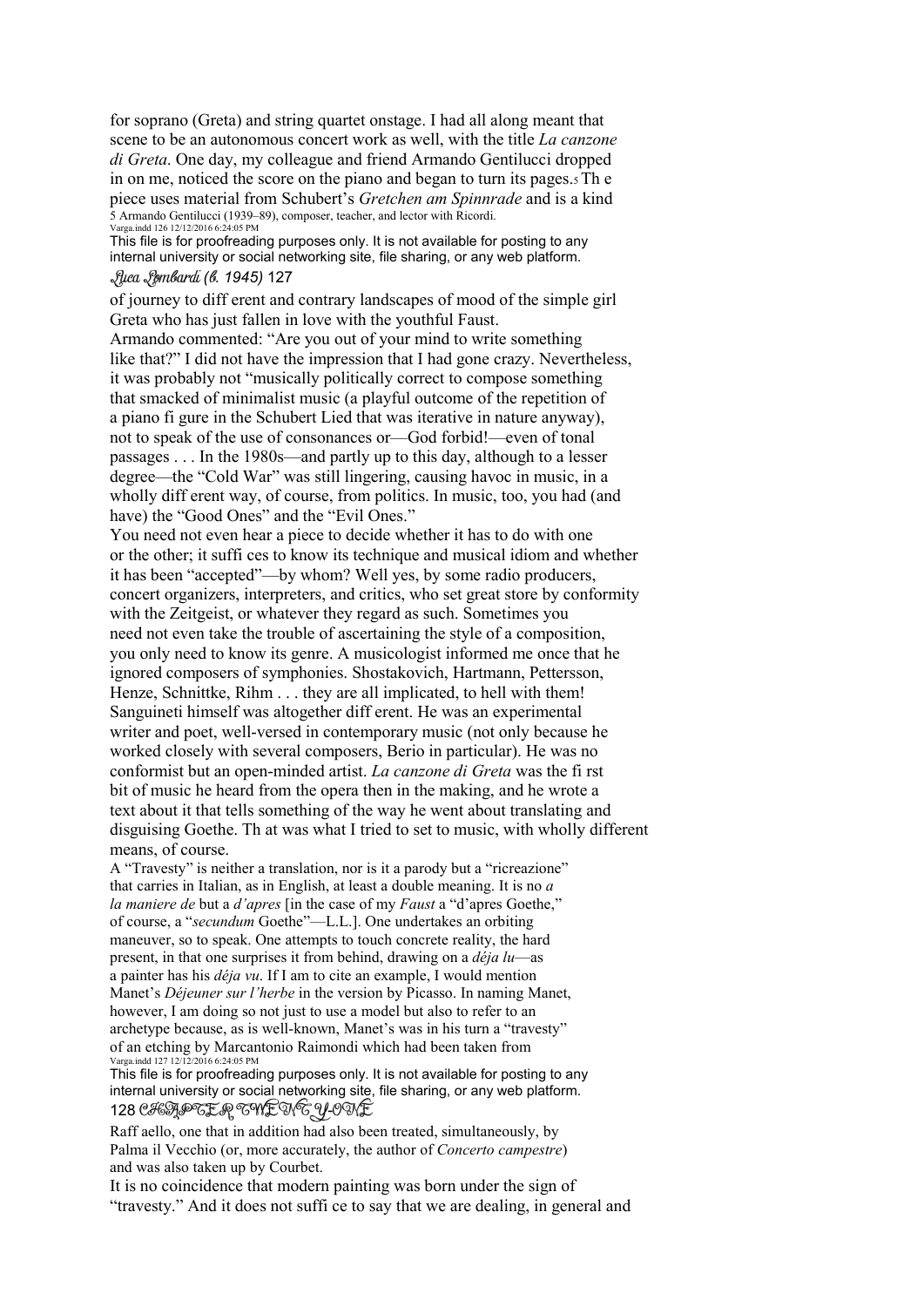for soprano (Greta) and string quartet onstage. I had all along meant that scene to be an autonomous concert work as well, with the title *La canzone di Greta*. One day, my colleague and friend Armando Gentilucci dropped in on me, noticed the score on the piano and began to turn its pages.[5] The piece uses material from Schubert's *Gretchen am Spinnrade* and is a kind of journey to different and contrary landscapes of mood of the simple girl Greta who has just fallen in love with the youthful Faust.

Armando commented: "Are you out of your mind to write something like that?" I did not have the impression that I had gone crazy. Nevertheless, it was probably not "musically politically correct to compose something that smacked of minimalist music (a playful outcome of the repetition of a piano figure in the Schubert Lied that was iterative in nature anyway), not to speak of the use of consonances or—God forbid!—even of tonal passages . . . In the 1980s—and partly up to this day, although to a lesser degree—the "Cold War" was still lingering, causing havoc in music, in a wholly different way, of course, from politics. In music, too, you had (and have) the "Good Ones" and the "Evil Ones."

You need not even hear a piece to decide whether it has to do with one or the other; it suffices to know its technique and musical idiom and whether it has been "accepted"—by whom? Well yes, by some radio producers, concert organizers, interpreters, and critics, who set great store by conformity with the Zeitgeist, or whatever they regard as such. Sometimes you need not even take the trouble of ascertaining the style of a composition, you only need to know its genre. A musicologist informed me once that he ignored composers of symphonies. Shostakovich, Hartmann, Pettersson, Henze, Schnittke, Rihm . . . they are all implicated, to hell with them!

Sanguineti himself was altogether different. He was an experimental writer and poet, well-versed in contemporary music (not only because he worked closely with several composers, Berio in particular). He was no conformist but an open-minded artist. *La canzone di Greta* was the first bit of music he heard from the opera then in the making, and he wrote a text about it that tells something of the way he went about translating and disguising Goethe. That was what I tried to set to music, with wholly different means, of course.

A "Travesty" is neither a translation, nor is it a parody but a "ricreazione" that carries in Italian, as in English, at least a double meaning. It is no *a la maniere de* but a *d'apres* [in the case of my *Faust* a "d'apres Goethe," of course, a "*secundum* Goethe"—L.L.]. One undertakes an orbiting maneuver, so to speak. One attempts to touch concrete reality, the hard present, in that one surprises it from behind, drawing on a *déja lu*—as a painter has his *déja vu*. If I am to cite an example, I would mention Manet's *Déjeuner sur l'herbe* in the version by Picasso. In naming Manet, however, I am doing so not just to use a model but also to refer to an archetype because, as is well-known, Manet's was in his turn a "travesty" of an etching by Marcantonio Raimondi which had been taken from Raffaello, one that in addition had also been treated, simultaneously, by Palma il Vecchio (or, more accurately, the author of *Concerto campestre*) and was also taken up by Courbet.

It is no coincidence that modern painting was born under the sign of "travesty." And it does not suffice to say that we are dealing, in general and

[5] Armando Gentilucci (1939–89), composer, teacher, and lector with Ricordi.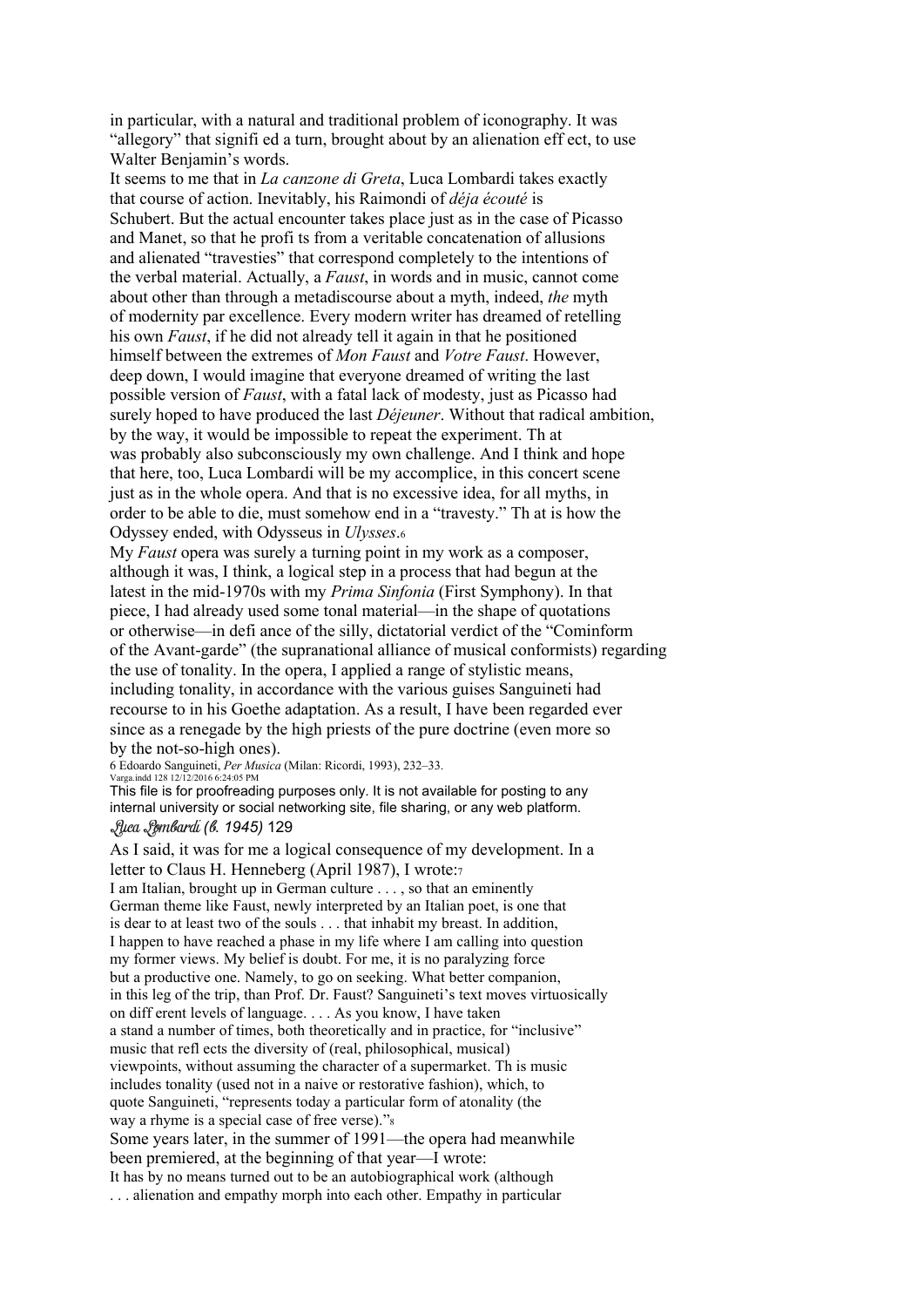in particular, with a natural and traditional problem of iconography. It was "allegory" that signified a turn, brought about by an alienation effect, to use Walter Benjamin's words.

It seems to me that in *La canzone di Greta*, Luca Lombardi takes exactly that course of action. Inevitably, his Raimondi of *déja écouté* is Schubert. But the actual encounter takes place just as in the case of Picasso and Manet, so that he profits from a veritable concatenation of allusions and alienated "travesties" that correspond completely to the intentions of the verbal material. Actually, a *Faust*, in words and in music, cannot come about other than through a metadiscourse about a myth, indeed, *the* myth of modernity par excellence. Every modern writer has dreamed of retelling his own *Faust*, if he did not already tell it again in that he positioned himself between the extremes of *Mon Faust* and *Votre Faust*. However, deep down, I would imagine that everyone dreamed of writing the last possible version of *Faust*, with a fatal lack of modesty, just as Picasso had surely hoped to have produced the last *Déjeuner*. Without that radical ambition, by the way, it would be impossible to repeat the experiment. That was probably also subconsciously my own challenge. And I think and hope that here, too, Luca Lombardi will be my accomplice, in this concert scene just as in the whole opera. And that is no excessive idea, for all myths, in order to be able to die, must somehow end in a "travesty." That is how the Odyssey ended, with Odysseus in *Ulysses*.[6]

My *Faust* opera was surely a turning point in my work as a composer, although it was, I think, a logical step in a process that had begun at the latest in the mid-1970s with my *Prima Sinfonia* (First Symphony). In that piece, I had already used some tonal material—in the shape of quotations or otherwise—in defiance of the silly, dictatorial verdict of the "Cominform of the Avant-garde" (the supranational alliance of musical conformists) regarding the use of tonality. In the opera, I applied a range of stylistic means, including tonality, in accordance with the various guises Sanguineti had recourse to in his Goethe adaptation. As a result, I have been regarded ever since as a renegade by the high priests of the pure doctrine (even more so by the not-so-high ones).

6 Edoardo Sanguineti, *Per Musica* (Milan: Ricordi, 1993), 232–33.

As I said, it was for me a logical consequence of my development. In a letter to Claus H. Henneberg (April 1987), I wrote:[7]

> I am Italian, brought up in German culture . . . , so that an eminently German theme like Faust, newly interpreted by an Italian poet, is one that is dear to at least two of the souls . . . that inhabit my breast. In addition, I happen to have reached a phase in my life where I am calling into question my former views. My belief is doubt. For me, it is no paralyzing force but a productive one. Namely, to go on seeking. What better companion, in this leg of the trip, than Prof. Dr. Faust? Sanguineti's text moves virtuosically on different levels of language. . . . As you know, I have taken a stand a number of times, both theoretically and in practice, for "inclusive" music that reflects the diversity of (real, philosophical, musical) viewpoints, without assuming the character of a supermarket. This music includes tonality (used not in a naive or restorative fashion), which, to quote Sanguineti, "represents today a particular form of atonality (the way a rhyme is a special case of free verse)."[8]

Some years later, in the summer of 1991—the opera had meanwhile been premiered, at the beginning of that year—I wrote:

> It has by no means turned out to be an autobiographical work (although . . . alienation and empathy morph into each other. Empathy in particular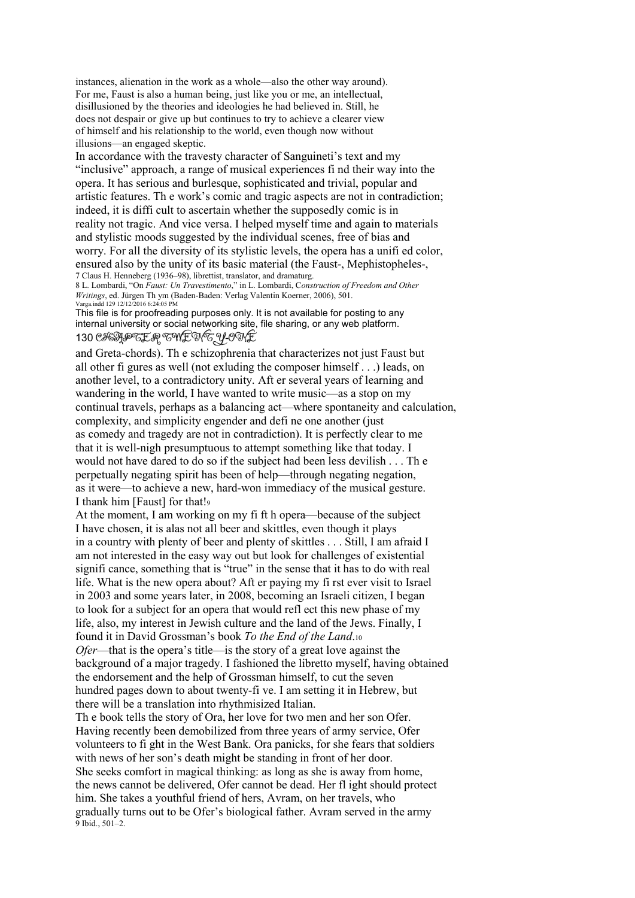instances, alienation in the work as a whole—also the other way around). For me, Faust is also a human being, just like you or me, an intellectual, disillusioned by the theories and ideologies he had believed in. Still, he does not despair or give up but continues to try to achieve a clearer view of himself and his relationship to the world, even though now without illusions—an engaged skeptic.

In accordance with the travesty character of Sanguineti's text and my "inclusive" approach, a range of musical experiences find their way into the opera. It has serious and burlesque, sophisticated and trivial, popular and artistic features. The work's comic and tragic aspects are not in contradiction; indeed, it is difficult to ascertain whether the supposedly comic is in reality not tragic. And vice versa. I helped myself time and again to materials and stylistic moods suggested by the individual scenes, free of bias and worry. For all the diversity of its stylistic levels, the opera has a unified color, ensured also by the unity of its basic material (the Faust-, Mephistopheles-, and Greta-chords). The schizophrenia that characterizes not just Faust but all other figures as well (not exluding the composer himself . . .) leads, on another level, to a contradictory unity. After several years of learning and wandering in the world, I have wanted to write music—as a stop on my continual travels, perhaps as a balancing act—where spontaneity and calculation, complexity, and simplicity engender and define one another (just as comedy and tragedy are not in contradiction). It is perfectly clear to me that it is well-nigh presumptuous to attempt something like that today. I would not have dared to do so if the subject had been less devilish . . . The perpetually negating spirit has been of help—through negating negation, as it were—to achieve a new, hard-won immediacy of the musical gesture. I thank him [Faust] for that![9]

At the moment, I am working on my fifth opera—because of the subject I have chosen, it is alas not all beer and skittles, even though it plays in a country with plenty of beer and plenty of skittles . . . Still, I am afraid I am not interested in the easy way out but look for challenges of existential significance, something that is "true" in the sense that it has to do with real life. What is the new opera about? After paying my first ever visit to Israel in 2003 and some years later, in 2008, becoming an Israeli citizen, I began to look for a subject for an opera that would reflect this new phase of my life, also, my interest in Jewish culture and the land of the Jews. Finally, I found it in David Grossman's book *To the End of the Land*.[10]

*Ofer*—that is the opera's title—is the story of a great love against the background of a major tragedy. I fashioned the libretto myself, having obtained the endorsement and the help of Grossman himself, to cut the seven hundred pages down to about twenty-five. I am setting it in Hebrew, but there will be a translation into rhythmisized Italian.

The book tells the story of Ora, her love for two men and her son Ofer. Having recently been demobilized from three years of army service, Ofer volunteers to fight in the West Bank. Ora panicks, for she fears that soldiers with news of her son's death might be standing in front of her door. She seeks comfort in magical thinking: as long as she is away from home, the news cannot be delivered, Ofer cannot be dead. Her flight should protect him. She takes a youthful friend of hers, Avram, on her travels, who gradually turns out to be Ofer's biological father. Avram served in the army

7 Claus H. Henneberg (1936–98), librettist, translator, and dramaturg.

8 L. Lombardi, "On *Faust: Un Travestimento*," in L. Lombardi, *Construction of Freedom and Other Writings*, ed. Jürgen Thym (Baden-Baden: Verlag Valentin Koerner, 2006), 501.

9 Ibid., 501–2.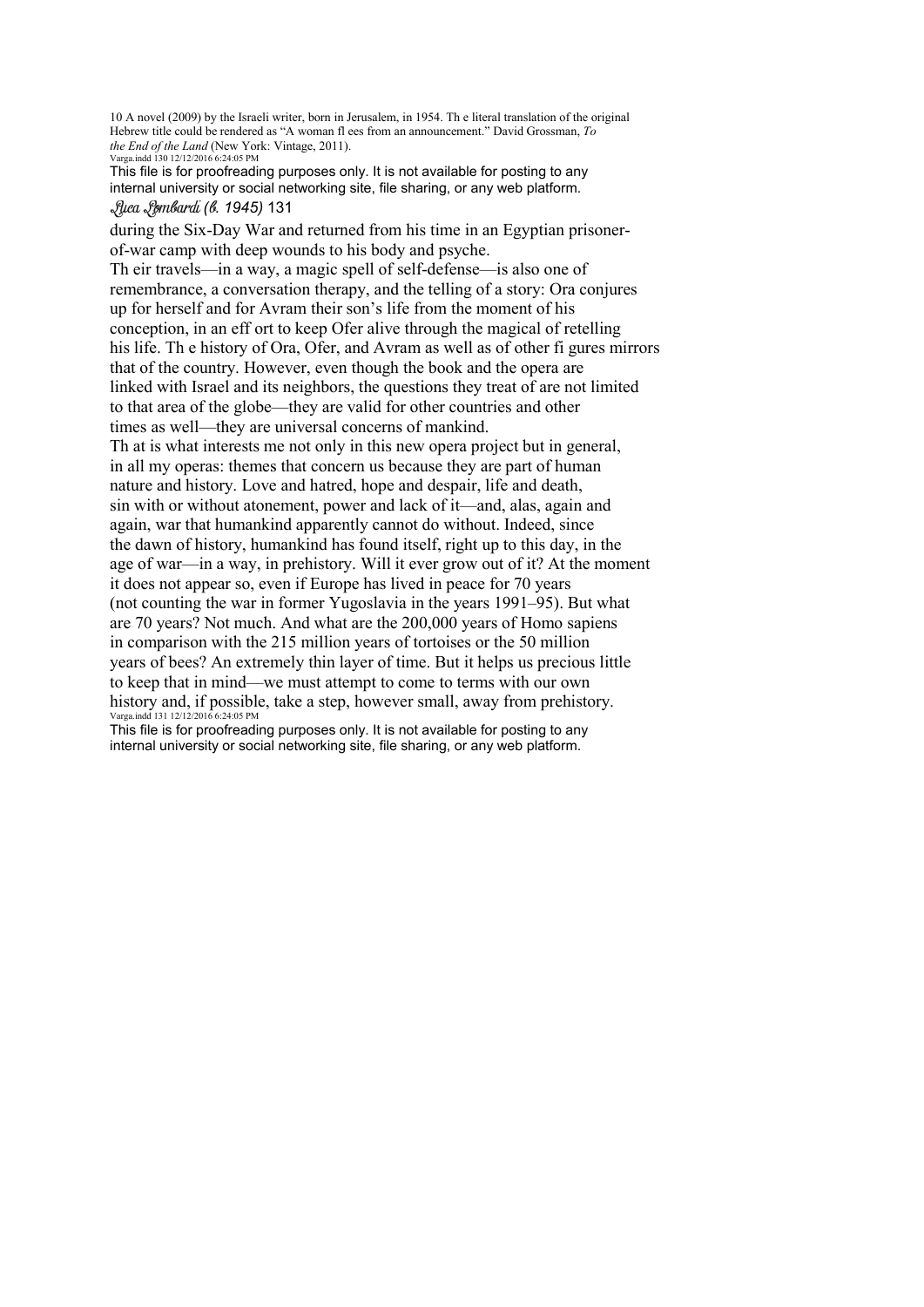10 A novel (2009) by the Israeli writer, born in Jerusalem, in 1954. The literal translation of the original Hebrew title could be rendered as "A woman flees from an announcement." David Grossman, *To the End of the Land* (New York: Vintage, 2011).

during the Six-Day War and returned from his time in an Egyptian prisoner-of-war camp with deep wounds to his body and psyche.

Their travels—in a way, a magic spell of self-defense—is also one of remembrance, a conversation therapy, and the telling of a story: Ora conjures up for herself and for Avram their son's life from the moment of his conception, in an effort to keep Ofer alive through the magical of retelling his life. The history of Ora, Ofer, and Avram as well as of other figures mirrors that of the country. However, even though the book and the opera are linked with Israel and its neighbors, the questions they treat of are not limited to that area of the globe—they are valid for other countries and other times as well—they are universal concerns of mankind.

That is what interests me not only in this new opera project but in general, in all my operas: themes that concern us because they are part of human nature and history. Love and hatred, hope and despair, life and death, sin with or without atonement, power and lack of it—and, alas, again and again, war that humankind apparently cannot do without. Indeed, since the dawn of history, humankind has found itself, right up to this day, in the age of war—in a way, in prehistory. Will it ever grow out of it? At the moment it does not appear so, even if Europe has lived in peace for 70 years (not counting the war in former Yugoslavia in the years 1991–95). But what are 70 years? Not much. And what are the 200,000 years of Homo sapiens in comparison with the 215 million years of tortoises or the 50 million years of bees? An extremely thin layer of time. But it helps us precious little to keep that in mind—we must attempt to come to terms with our own history and, if possible, take a step, however small, away from prehistory.